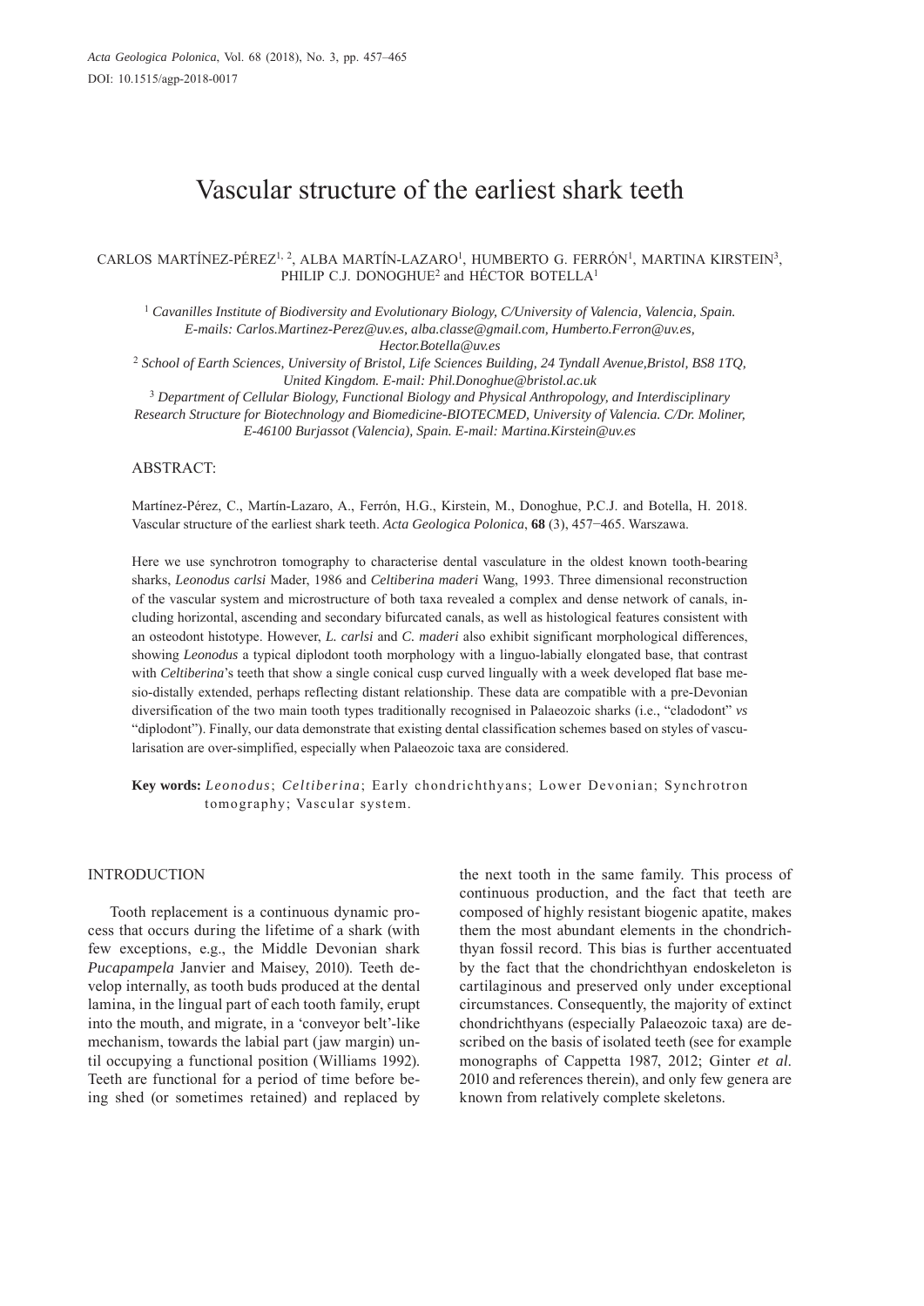# Vascular structure of the earliest shark teeth

CARLOS MARTÍNEZ-PÉREZ[1, 2], ALBA MARTÍN-LAZARO[1], HUMBERTO G. FERRÓN[1], MARTINA KIRSTEIN[3], PHILIP C.J. DONOGHUE[2] and HÉCTOR BOTELLA[1]

[1] *Cavanilles Institute of Biodiversity and Evolutionary Biology, C/University of Valencia, Valencia, Spain. E-mails: Carlos.Martinez-Perez@uv.es, alba.classe@gmail.com, Humberto.Ferron@uv.es, Hector.Botella@uv.es*

[2] *School of Earth Sciences, University of Bristol, Life Sciences Building, 24 Tyndall Avenue,Bristol, BS8 1TQ, United Kingdom. E-mail: Phil.Donoghue@bristol.ac.uk*

[3] *Department of Cellular Biology, Functional Biology and Physical Anthropology, and Interdisciplinary Research Structure for Biotechnology and Biomedicine-BIOTECMED, University of Valencia. C/Dr. Moliner, E-46100 Burjassot (Valencia), Spain. E-mail: Martina.Kirstein@uv.es*

## ABSTRACT:

Martínez-Pérez, C., Martín-Lazaro, A., Ferrón, H.G., Kirstein, M., Donoghue, P.C.J. and Botella, H. 2018. Vascular structure of the earliest shark teeth. *Acta Geologica Polonica*, **68** (3), 457−465. Warszawa.

Here we use synchrotron tomography to characterise dental vasculature in the oldest known tooth-bearing sharks, *Leonodus carlsi* Mader, 1986 and *Celtiberina maderi* Wang, 1993. Three dimensional reconstruction of the vascular system and microstructure of both taxa revealed a complex and dense network of canals, including horizontal, ascending and secondary bifurcated canals, as well as histological features consistent with an osteodont histotype. However, *L. carlsi* and *C. maderi* also exhibit significant morphological differences, showing *Leonodus* a typical diplodont tooth morphology with a linguo-labially elongated base, that contrast with *Celtiberina*'s teeth that show a single conical cusp curved lingually with a week developed flat base mesio-distally extended, perhaps reflecting distant relationship. These data are compatible with a pre-Devonian diversification of the two main tooth types traditionally recognised in Palaeozoic sharks (i.e., "cladodont" *vs* "diplodont"). Finally, our data demonstrate that existing dental classification schemes based on styles of vascularisation are over-simplified, especially when Palaeozoic taxa are considered.

**Key words:** *Leonodus*; *Celtiberina*; Early chondrichthyans; Lower Devonian; Synchrotron tomography; Vascular system.

## INTRODUCTION

Tooth replacement is a continuous dynamic process that occurs during the lifetime of a shark (with few exceptions, e.g., the Middle Devonian shark *Pucapampela* Janvier and Maisey, 2010). Teeth develop internally, as tooth buds produced at the dental lamina, in the lingual part of each tooth family, erupt into the mouth, and migrate, in a 'conveyor belt'-like mechanism, towards the labial part (jaw margin) until occupying a functional position (Williams 1992). Teeth are functional for a period of time before being shed (or sometimes retained) and replaced by the next tooth in the same family. This process of continuous production, and the fact that teeth are composed of highly resistant biogenic apatite, makes them the most abundant elements in the chondrichthyan fossil record. This bias is further accentuated by the fact that the chondrichthyan endoskeleton is cartilaginous and preserved only under exceptional circumstances. Consequently, the majority of extinct chondrichthyans (especially Palaeozoic taxa) are described on the basis of isolated teeth (see for example monographs of Cappetta 1987, 2012; Ginter *et al*. 2010 and references therein), and only few genera are known from relatively complete skeletons.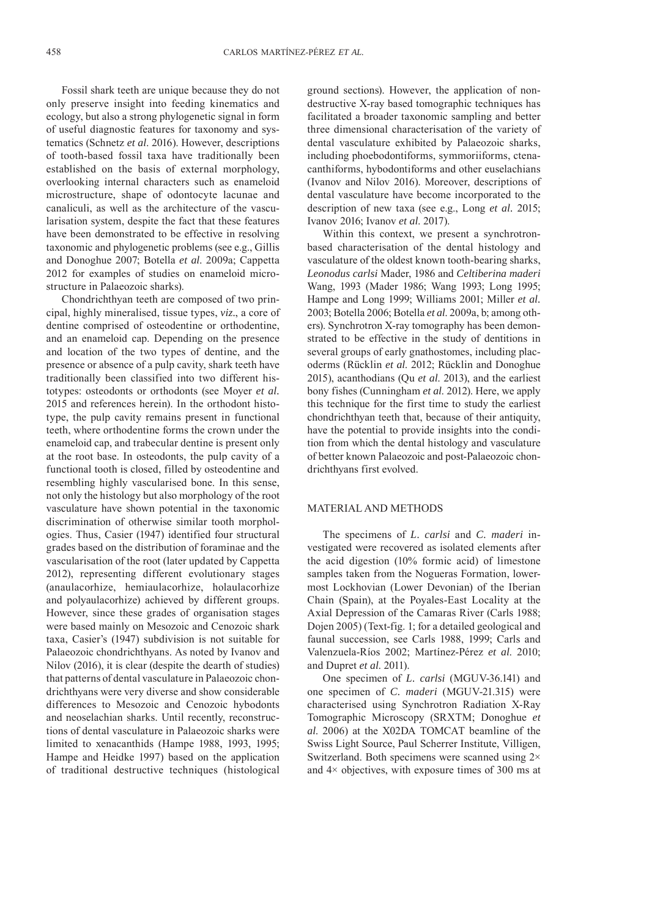Fossil shark teeth are unique because they do not only preserve insight into feeding kinematics and ecology, but also a strong phylogenetic signal in form of useful diagnostic features for taxonomy and systematics (Schnetz *et al*. 2016). However, descriptions of tooth-based fossil taxa have traditionally been established on the basis of external morphology, overlooking internal characters such as enameloid microstructure, shape of odontocyte lacunae and canaliculi, as well as the architecture of the vascularisation system, despite the fact that these features have been demonstrated to be effective in resolving taxonomic and phylogenetic problems (see e.g., Gillis and Donoghue 2007; Botella *et al*. 2009a; Cappetta 2012 for examples of studies on enameloid microstructure in Palaeozoic sharks).

Chondrichthyan teeth are composed of two principal, highly mineralised, tissue types, *viz*., a core of dentine comprised of osteodentine or orthodentine, and an enameloid cap. Depending on the presence and location of the two types of dentine, and the presence or absence of a pulp cavity, shark teeth have traditionally been classified into two different histotypes: osteodonts or orthodonts (see Moyer *et al*. 2015 and references herein). In the orthodont histotype, the pulp cavity remains present in functional teeth, where orthodentine forms the crown under the enameloid cap, and trabecular dentine is present only at the root base. In osteodonts, the pulp cavity of a functional tooth is closed, filled by osteodentine and resembling highly vascularised bone. In this sense, not only the histology but also morphology of the root vasculature have shown potential in the taxonomic discrimination of otherwise similar tooth morphologies. Thus, Casier (1947) identified four structural grades based on the distribution of foraminae and the vascularisation of the root (later updated by Cappetta 2012), representing different evolutionary stages (anaulacorhize, hemiaulacorhize, holaulacorhize and polyaulacorhize) achieved by different groups. However, since these grades of organisation stages were based mainly on Mesozoic and Cenozoic shark taxa, Casier's (1947) subdivision is not suitable for Palaeozoic chondrichthyans. As noted by Ivanov and Nilov (2016), it is clear (despite the dearth of studies) that patterns of dental vasculature in Palaeozoic chondrichthyans were very diverse and show considerable differences to Mesozoic and Cenozoic hybodonts and neoselachian sharks. Until recently, reconstructions of dental vasculature in Palaeozoic sharks were limited to xenacanthids (Hampe 1988, 1993, 1995; Hampe and Heidke 1997) based on the application of traditional destructive techniques (histological ground sections). However, the application of non-destructive X-ray based tomographic techniques has facilitated a broader taxonomic sampling and better three dimensional characterisation of the variety of dental vasculature exhibited by Palaeozoic sharks, including phoebodontiforms, symmoriiforms, ctenacanthiforms, hybodontiforms and other euselachians (Ivanov and Nilov 2016). Moreover, descriptions of dental vasculature have become incorporated to the description of new taxa (see e.g., Long *et al*. 2015; Ivanov 2016; Ivanov *et al*. 2017).

Within this context, we present a synchrotron-based characterisation of the dental histology and vasculature of the oldest known tooth-bearing sharks, *Leonodus carlsi* Mader, 1986 and *Celtiberina maderi* Wang, 1993 (Mader 1986; Wang 1993; Long 1995; Hampe and Long 1999; Williams 2001; Miller *et al*. 2003; Botella 2006; Botella *et al*. 2009a, b; among others). Synchrotron X-ray tomography has been demonstrated to be effective in the study of dentitions in several groups of early gnathostomes, including placoderms (Rücklin *et al*. 2012; Rücklin and Donoghue 2015), acanthodians (Qu *et al*. 2013), and the earliest bony fishes (Cunningham *et al*. 2012). Here, we apply this technique for the first time to study the earliest chondrichthyan teeth that, because of their antiquity, have the potential to provide insights into the condition from which the dental histology and vasculature of better known Palaeozoic and post-Palaeozoic chondrichthyans first evolved.

## MATERIAL AND METHODS

The specimens of *L*. *carlsi* and *C*. *maderi* investigated were recovered as isolated elements after the acid digestion (10% formic acid) of limestone samples taken from the Nogueras Formation, lowermost Lockhovian (Lower Devonian) of the Iberian Chain (Spain), at the Poyales-East Locality at the Axial Depression of the Camaras River (Carls 1988; Dojen 2005) (Text-fig. 1; for a detailed geological and faunal succession, see Carls 1988, 1999; Carls and Valenzuela-Ríos 2002; Martínez-Pérez *et al*. 2010; and Dupret *et al*. 2011).

One specimen of *L*. *carlsi* (MGUV-36.141) and one specimen of *C*. *maderi* (MGUV-21.315) were characterised using Synchrotron Radiation X-Ray Tomographic Microscopy (SRXTM; Donoghue *et al*. 2006) at the X02DA TOMCAT beamline of the Swiss Light Source, Paul Scherrer Institute, Villigen, Switzerland. Both specimens were scanned using 2× and 4× objectives, with exposure times of 300 ms at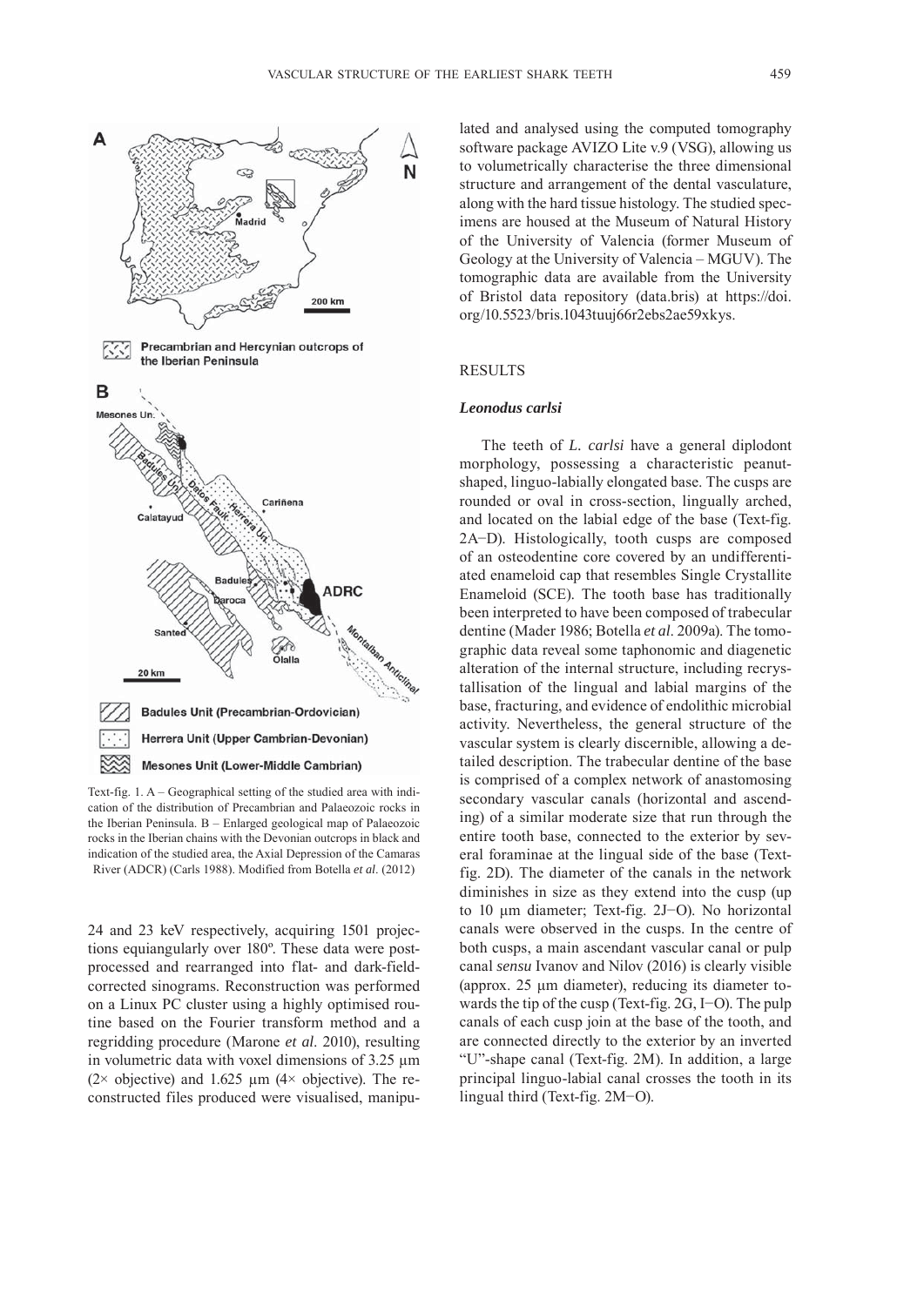A

N

200 km

Madrid

Precambrian and Hercynian outcrops of the Iberian Peninsula

B

Mesones Un.

Badules Un.

Datos Fault

Herrera Un.

Cariñena

Calatayud

Badules

ADRC

Daroca

Santed

Olalla

Montalban Anticline

20 km

Badules Unit (Precambrian-Ordovician)

Herrera Unit (Upper Cambrian-Devonian)

Mesones Unit (Lower-Middle Cambrian)

Text-fig. 1. A – Geographical setting of the studied area with indication of the distribution of Precambrian and Palaeozoic rocks in the Iberian Peninsula. B – Enlarged geological map of Palaeozoic rocks in the Iberian chains with the Devonian outcrops in black and indication of the studied area, the Axial Depression of the Camaras River (ADCR) (Carls 1988). Modified from Botella *et al*. (2012)

24 and 23 keV respectively, acquiring 1501 projections equiangularly over 180º. These data were post-processed and rearranged into flat- and dark-field-corrected sinograms. Reconstruction was performed on a Linux PC cluster using a highly optimised routine based on the Fourier transform method and a regridding procedure (Marone *et al*. 2010), resulting in volumetric data with voxel dimensions of 3.25 μm (2× objective) and 1.625 μm (4× objective). The reconstructed files produced were visualised, manipulated and analysed using the computed tomography software package AVIZO Lite v.9 (VSG), allowing us to volumetrically characterise the three dimensional structure and arrangement of the dental vasculature, along with the hard tissue histology. The studied specimens are housed at the Museum of Natural History of the University of Valencia (former Museum of Geology at the University of Valencia – MGUV). The tomographic data are available from the University of Bristol data repository (data.bris) at https://doi.org/10.5523/bris.1043tuuj66r2ebs2ae59xkys.

## RESULTS

### *Leonodus carlsi*

The teeth of *L. carlsi* have a general diplodont morphology, possessing a characteristic peanut-shaped, linguo-labially elongated base. The cusps are rounded or oval in cross-section, lingually arched, and located on the labial edge of the base (Text-fig. 2A–D). Histologically, tooth cusps are composed of an osteodentine core covered by an undifferentiated enameloid cap that resembles Single Crystallite Enameloid (SCE). The tooth base has traditionally been interpreted to have been composed of trabecular dentine (Mader 1986; Botella *et al*. 2009a). The tomographic data reveal some taphonomic and diagenetic alteration of the internal structure, including recrystallisation of the lingual and labial margins of the base, fracturing, and evidence of endolithic microbial activity. Nevertheless, the general structure of the vascular system is clearly discernible, allowing a detailed description. The trabecular dentine of the base is comprised of a complex network of anastomosing secondary vascular canals (horizontal and ascending) of a similar moderate size that run through the entire tooth base, connected to the exterior by several foraminae at the lingual side of the base (Text-fig. 2D). The diameter of the canals in the network diminishes in size as they extend into the cusp (up to 10 μm diameter; Text-fig. 2J–O). No horizontal canals were observed in the cusps. In the centre of both cusps, a main ascendant vascular canal or pulp canal *sensu* Ivanov and Nilov (2016) is clearly visible (approx. 25 μm diameter), reducing its diameter towards the tip of the cusp (Text-fig. 2G, I–O). The pulp canals of each cusp join at the base of the tooth, and are connected directly to the exterior by an inverted "U"-shape canal (Text-fig. 2M). In addition, a large principal linguo-labial canal crosses the tooth in its lingual third (Text-fig. 2M–O).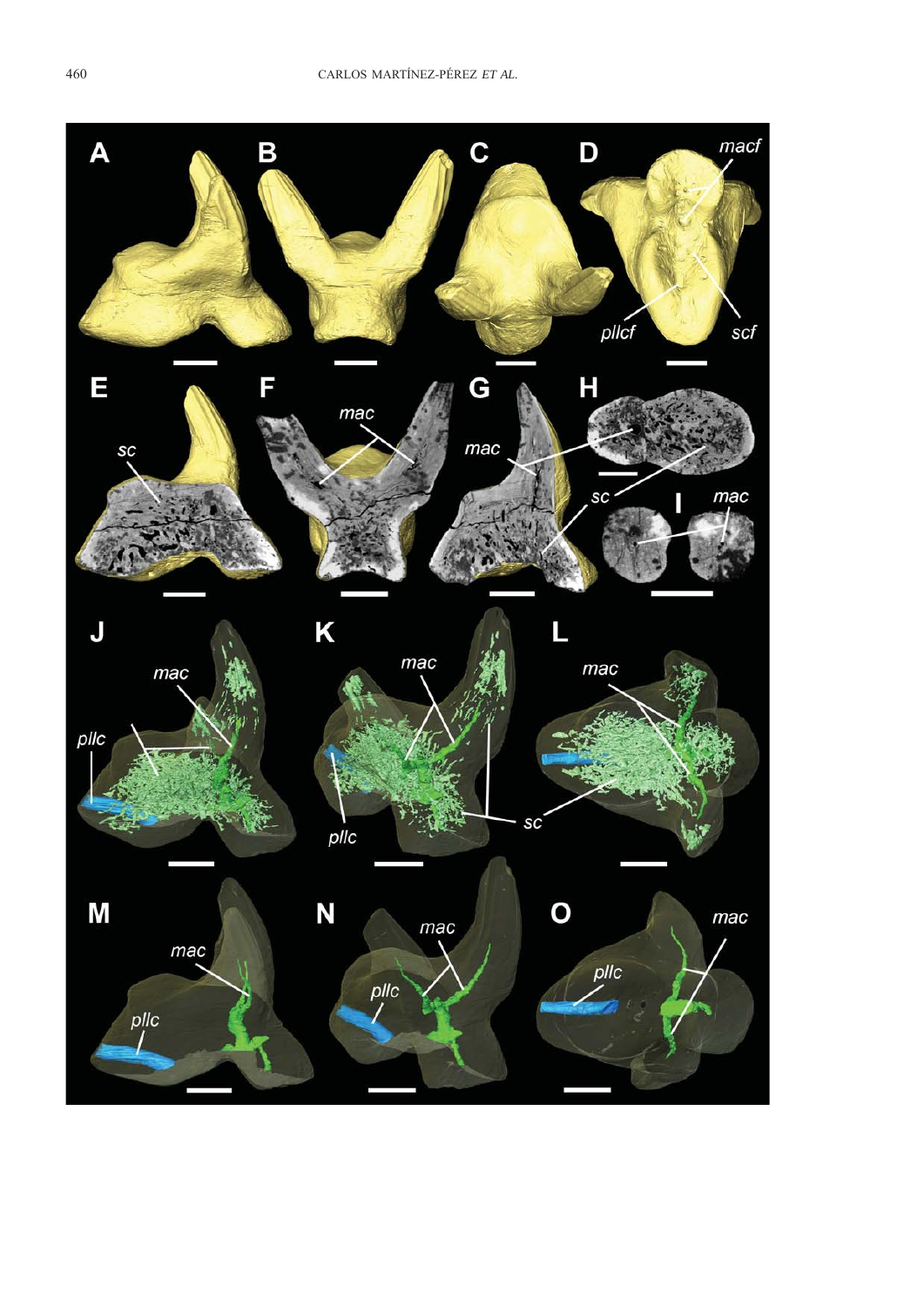A
B
C
D
macf
pllcf
scf
E
sc
F
mac
G
mac
sc
H
I
mac
J
mac
pllc
K
mac
pllc
sc
L
mac
M
mac
pllc
N
mac
pllc
O
mac
pllc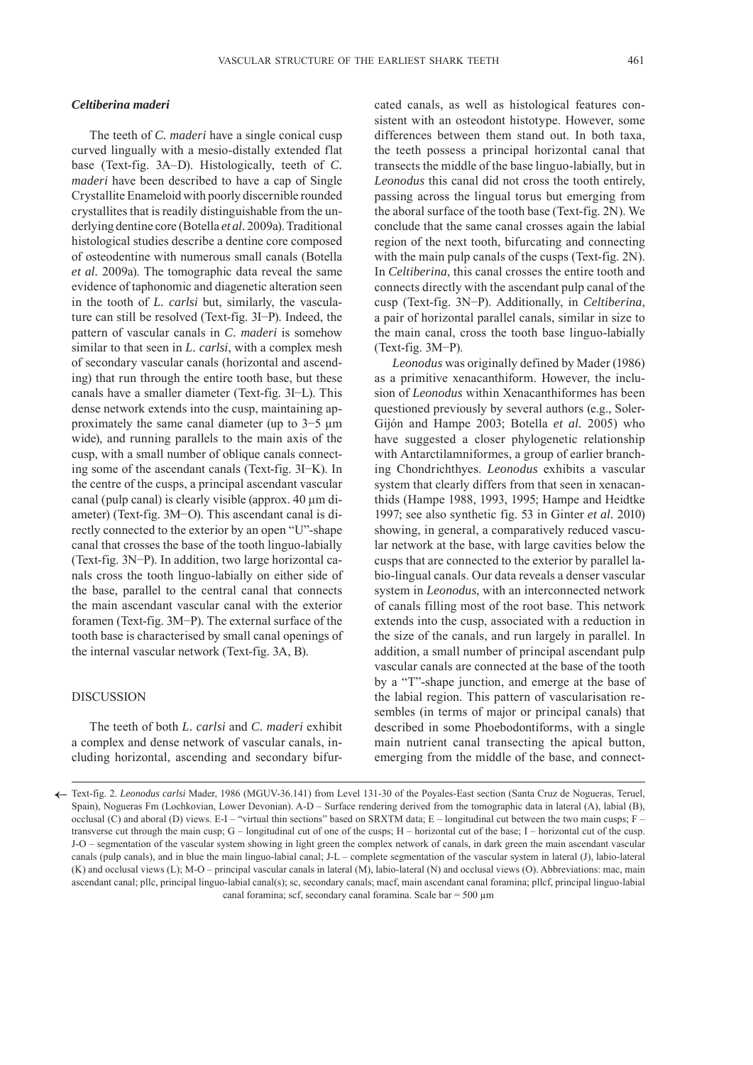### *Celtiberina maderi*

The teeth of *C. maderi* have a single conical cusp curved lingually with a mesio-distally extended flat base (Text-fig. 3A–D). Histologically, teeth of *C. maderi* have been described to have a cap of Single Crystallite Enameloid with poorly discernible rounded crystallites that is readily distinguishable from the underlying dentine core (Botella *et al.* 2009a). Traditional histological studies describe a dentine core composed of osteodentine with numerous small canals (Botella *et al.* 2009a). The tomographic data reveal the same evidence of taphonomic and diagenetic alteration seen in the tooth of *L. carlsi* but, similarly, the vasculature can still be resolved (Text-fig. 3I–P). Indeed, the pattern of vascular canals in *C. maderi* is somehow similar to that seen in *L. carlsi*, with a complex mesh of secondary vascular canals (horizontal and ascending) that run through the entire tooth base, but these canals have a smaller diameter (Text-fig. 3I–L). This dense network extends into the cusp, maintaining approximately the same canal diameter (up to 3–5 μm wide), and running parallels to the main axis of the cusp, with a small number of oblique canals connecting some of the ascendant canals (Text-fig. 3I–K). In the centre of the cusps, a principal ascendant vascular canal (pulp canal) is clearly visible (approx. 40 μm diameter) (Text-fig. 3M–O). This ascendant canal is directly connected to the exterior by an open "U"-shape canal that crosses the base of the tooth linguo-labially (Text-fig. 3N–P). In addition, two large horizontal canals cross the tooth linguo-labially on either side of the base, parallel to the central canal that connects the main ascendant vascular canal with the exterior foramen (Text-fig. 3M–P). The external surface of the tooth base is characterised by small canal openings of the internal vascular network (Text-fig. 3A, B).

## DISCUSSION

The teeth of both *L. carlsi* and *C. maderi* exhibit a complex and dense network of vascular canals, including horizontal, ascending and secondary bifurcated canals, as well as histological features consistent with an osteodont histotype. However, some differences between them stand out. In both taxa, the teeth possess a principal horizontal canal that transects the middle of the base linguo-labially, but in *Leonodus* this canal did not cross the tooth entirely, passing across the lingual torus but emerging from the aboral surface of the tooth base (Text-fig. 2N). We conclude that the same canal crosses again the labial region of the next tooth, bifurcating and connecting with the main pulp canals of the cusps (Text-fig. 2N). In *Celtiberina*, this canal crosses the entire tooth and connects directly with the ascendant pulp canal of the cusp (Text-fig. 3N–P). Additionally, in *Celtiberina*, a pair of horizontal parallel canals, similar in size to the main canal, cross the tooth base linguo-labially (Text-fig. 3M–P).

*Leonodus* was originally defined by Mader (1986) as a primitive xenacanthiform. However, the inclusion of *Leonodus* within Xenacanthiformes has been questioned previously by several authors (e.g., Soler-Gijón and Hampe 2003; Botella *et al.* 2005) who have suggested a closer phylogenetic relationship with Antarctilamniformes, a group of earlier branching Chondrichthyes. *Leonodus* exhibits a vascular system that clearly differs from that seen in xenacanthids (Hampe 1988, 1993, 1995; Hampe and Heidtke 1997; see also synthetic fig. 53 in Ginter *et al.* 2010) showing, in general, a comparatively reduced vascular network at the base, with large cavities below the cusps that are connected to the exterior by parallel labio-lingual canals. Our data reveals a denser vascular system in *Leonodus*, with an interconnected network of canals filling most of the root base. This network extends into the cusp, associated with a reduction in the size of the canals, and run largely in parallel. In addition, a small number of principal ascendant pulp vascular canals are connected at the base of the tooth by a "T"-shape junction, and emerge at the base of the labial region. This pattern of vascularisation resembles (in terms of major or principal canals) that described in some Phoebodontiforms, with a single main nutrient canal transecting the apical button, emerging from the middle of the base, and connect-

← Text-fig. 2. *Leonodus carlsi* Mader, 1986 (MGUV-36.141) from Level 131-30 of the Poyales-East section (Santa Cruz de Nogueras, Teruel, Spain), Nogueras Fm (Lochkovian, Lower Devonian). A-D – Surface rendering derived from the tomographic data in lateral (A), labial (B), occlusal (C) and aboral (D) views. E-I – "virtual thin sections" based on SRXTM data; E – longitudinal cut between the two main cusps; F – transverse cut through the main cusp; G – longitudinal cut of one of the cusps; H – horizontal cut of the base; I – horizontal cut of the cusp. J-O – segmentation of the vascular system showing in light green the complex network of canals, in dark green the main ascendant vascular canals (pulp canals), and in blue the main linguo-labial canal; J-L – complete segmentation of the vascular system in lateral (J), labio-lateral (K) and occlusal views (L); M-O – principal vascular canals in lateral (M), labio-lateral (N) and occlusal views (O). Abbreviations: mac, main ascendant canal; pllc, principal linguo-labial canal(s); sc, secondary canals; macf, main ascendant canal foramina; pllcf, principal linguo-labial canal foramina; scf, secondary canal foramina. Scale bar = 500 μm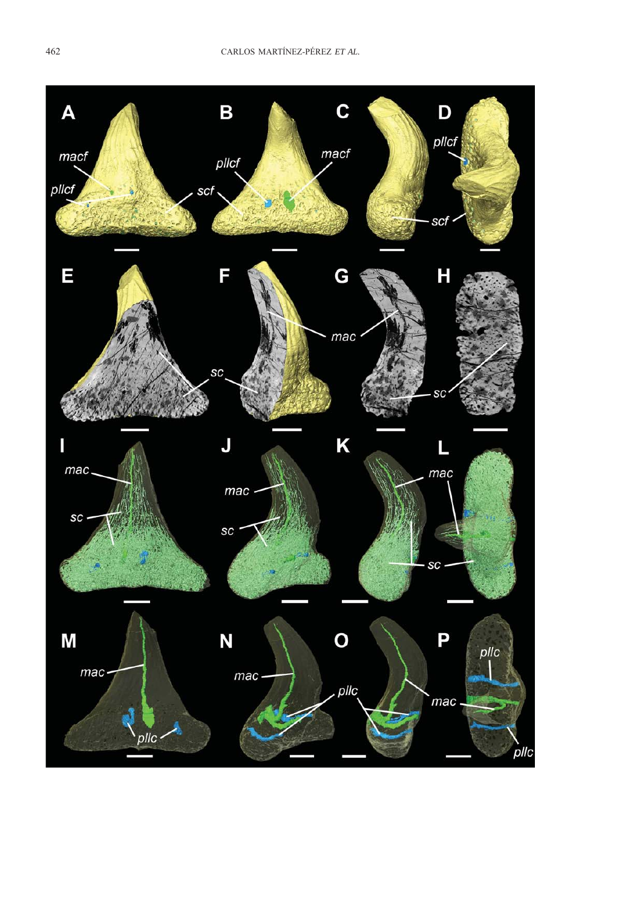A
macf
pllcf
B
pllcf
macf
scf
C
D
pllcf
scf
scf
E
F
G
H
sc
mac
sc
sc
I
mac
sc
J
mac
sc
K
mac
sc
L
mac
sc
M
mac
pllc
N
mac
pllc
O
mac
P
pllc
mac
pllc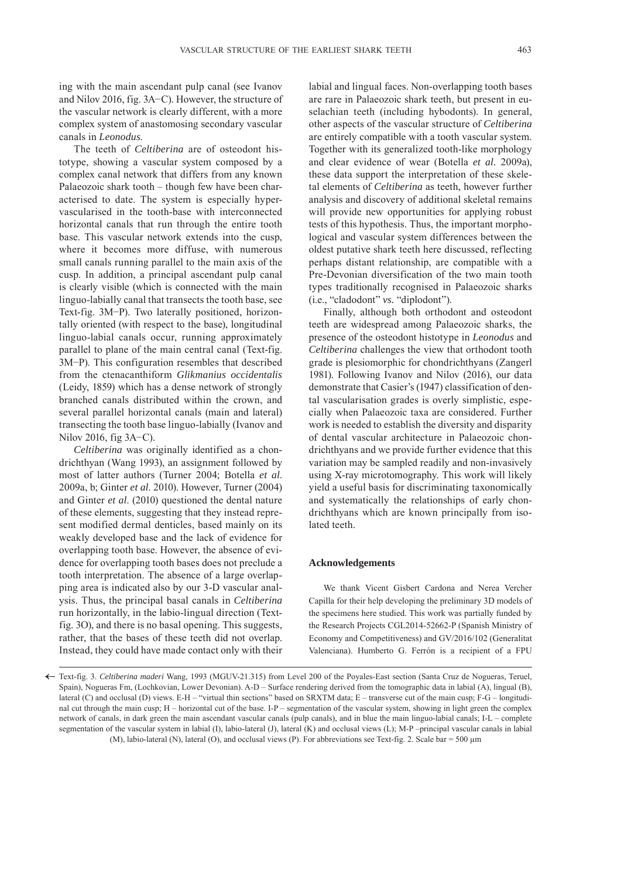ing with the main ascendant pulp canal (see Ivanov and Nilov 2016, fig. 3A−C). However, the structure of the vascular network is clearly different, with a more complex system of anastomosing secondary vascular canals in *Leonodus.*

The teeth of *Celtiberina* are of osteodont histotype, showing a vascular system composed by a complex canal network that differs from any known Palaeozoic shark tooth – though few have been characterised to date. The system is especially hypervascularised in the tooth-base with interconnected horizontal canals that run through the entire tooth base. This vascular network extends into the cusp, where it becomes more diffuse, with numerous small canals running parallel to the main axis of the cusp. In addition, a principal ascendant pulp canal is clearly visible (which is connected with the main linguo-labially canal that transects the tooth base, see Text-fig. 3M−P). Two laterally positioned, horizontally oriented (with respect to the base), longitudinal linguo-labial canals occur, running approximately parallel to plane of the main central canal (Text-fig. 3M−P). This configuration resembles that described from the ctenacanthiform *Glikmanius occidentalis* (Leidy, 1859) which has a dense network of strongly branched canals distributed within the crown, and several parallel horizontal canals (main and lateral) transecting the tooth base linguo-labially (Ivanov and Nilov 2016, fig 3A−C).

*Celtiberina* was originally identified as a chondrichthyan (Wang 1993), an assignment followed by most of latter authors (Turner 2004; Botella *et al.* 2009a, b; Ginter *et al.* 2010). However, Turner (2004) and Ginter *et al.* (2010) questioned the dental nature of these elements, suggesting that they instead represent modified dermal denticles, based mainly on its weakly developed base and the lack of evidence for overlapping tooth base. However, the absence of evidence for overlapping tooth bases does not preclude a tooth interpretation. The absence of a large overlapping area is indicated also by our 3-D vascular analysis. Thus, the principal basal canals in *Celtiberina* run horizontally, in the labio-lingual direction (Text-fig. 3O), and there is no basal opening. This suggests, rather, that the bases of these teeth did not overlap. Instead, they could have made contact only with their labial and lingual faces. Non-overlapping tooth bases are rare in Palaeozoic shark teeth, but present in euselachian teeth (including hybodonts). In general, other aspects of the vascular structure of *Celtiberina* are entirely compatible with a tooth vascular system. Together with its generalized tooth-like morphology and clear evidence of wear (Botella *et al.* 2009a), these data support the interpretation of these skeletal elements of *Celtiberina* as teeth, however further analysis and discovery of additional skeletal remains will provide new opportunities for applying robust tests of this hypothesis. Thus, the important morphological and vascular system differences between the oldest putative shark teeth here discussed, reflecting perhaps distant relationship, are compatible with a Pre-Devonian diversification of the two main tooth types traditionally recognised in Palaeozoic sharks (i.e., "cladodont" *vs.* "diplodont").

Finally, although both orthodont and osteodont teeth are widespread among Palaeozoic sharks, the presence of the osteodont histotype in *Leonodus* and *Celtiberina* challenges the view that orthodont tooth grade is plesiomorphic for chondrichthyans (Zangerl 1981). Following Ivanov and Nilov (2016), our data demonstrate that Casier's (1947) classification of dental vascularisation grades is overly simplistic, especially when Palaeozoic taxa are considered. Further work is needed to establish the diversity and disparity of dental vascular architecture in Palaeozoic chondrichthyans and we provide further evidence that this variation may be sampled readily and non-invasively using X-ray microtomography. This work will likely yield a useful basis for discriminating taxonomically and systematically the relationships of early chondrichthyans which are known principally from isolated teeth.

## Acknowledgements

We thank Vicent Gisbert Cardona and Nerea Vercher Capilla for their help developing the preliminary 3D models of the specimens here studied. This work was partially funded by the Research Projects CGL2014-52662-P (Spanish Ministry of Economy and Competitiveness) and GV/2016/102 (Generalitat Valenciana). Humberto G. Ferrón is a recipient of a FPU

← Text-fig. 3. *Celtiberina maderi* Wang, 1993 (MGUV-21.315) from Level 200 of the Poyales-East section (Santa Cruz de Nogueras, Teruel, Spain), Nogueras Fm, (Lochkovian, Lower Devonian). A-D – Surface rendering derived from the tomographic data in labial (A), lingual (B), lateral (C) and occlusal (D) views. E-H – "virtual thin sections" based on SRXTM data; E – transverse cut of the main cusp; F-G – longitudinal cut through the main cusp; H – horizontal cut of the base. I-P – segmentation of the vascular system, showing in light green the complex network of canals, in dark green the main ascendant vascular canals (pulp canals), and in blue the main linguo-labial canals; I-L – complete segmentation of the vascular system in labial (I), labio-lateral (J), lateral (K) and occlusal views (L); M-P –principal vascular canals in labial (M), labio-lateral (N), lateral (O), and occlusal views (P). For abbreviations see Text-fig. 2. Scale bar = 500 µm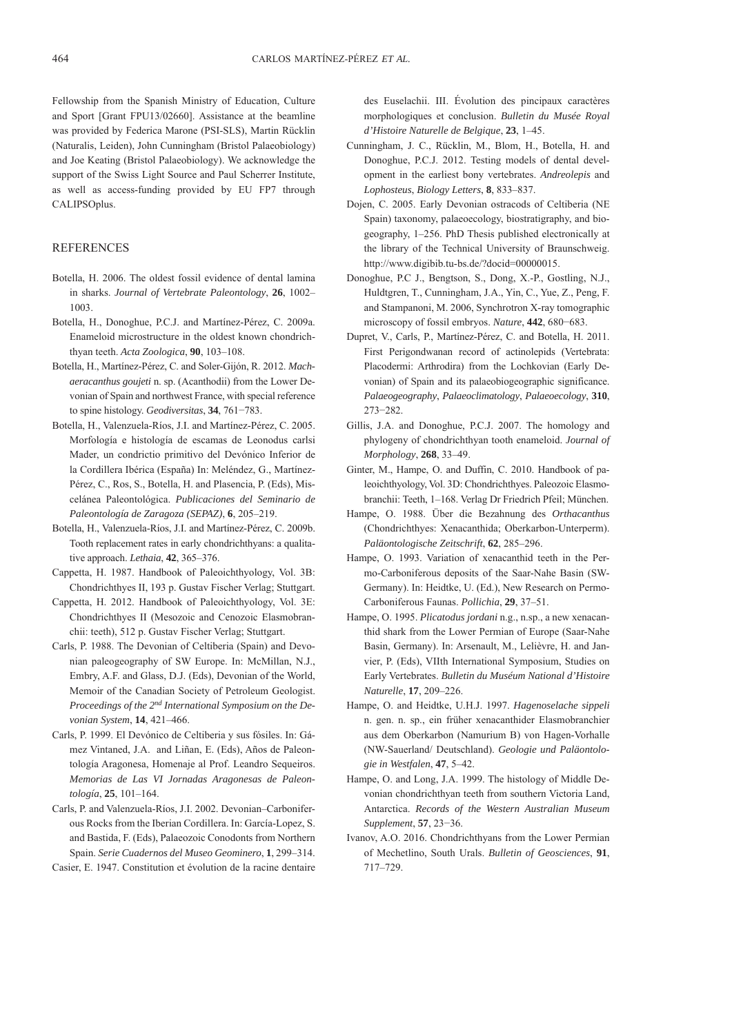Fellowship from the Spanish Ministry of Education, Culture and Sport [Grant FPU13/02660]. Assistance at the beamline was provided by Federica Marone (PSI-SLS), Martin Rücklin (Naturalis, Leiden), John Cunningham (Bristol Palaeobiology) and Joe Keating (Bristol Palaeobiology). We acknowledge the support of the Swiss Light Source and Paul Scherrer Institute, as well as access-funding provided by EU FP7 through CALIPSOplus.

## REFERENCES

Botella, H. 2006. The oldest fossil evidence of dental lamina in sharks. *Journal of Vertebrate Paleontology*, **26**, 1002–1003.

Botella, H., Donoghue, P.C.J. and Martínez-Pérez, C. 2009a. Enameloid microstructure in the oldest known chondrichthyan teeth. *Acta Zoologica*, **90**, 103–108.

Botella, H., Martínez-Pérez, C. and Soler-Gijón, R. 2012. *Machaeracanthus goujeti* n. sp. (Acanthodii) from the Lower Devonian of Spain and northwest France, with special reference to spine histology. *Geodiversitas*, **34**, 761−783.

Botella, H., Valenzuela-Ríos, J.I. and Martínez-Pérez, C. 2005. Morfología e histología de escamas de Leonodus carlsi Mader, un condrictio primitivo del Devónico Inferior de la Cordillera Ibérica (España) In: Meléndez, G., Martínez-Pérez, C., Ros, S., Botella, H. and Plasencia, P. (Eds), Miscelánea Paleontológica. *Publicaciones del Seminario de Paleontología de Zaragoza (SEPAZ)*, **6**, 205–219.

Botella, H., Valenzuela-Ríos, J.I. and Martínez-Pérez, C. 2009b. Tooth replacement rates in early chondrichthyans: a qualitative approach. *Lethaia*, **42**, 365–376.

Cappetta, H. 1987. Handbook of Paleoichthyology, Vol. 3B: Chondrichthyes II, 193 p. Gustav Fischer Verlag; Stuttgart.

Cappetta, H. 2012. Handbook of Paleoichthyology, Vol. 3E: Chondrichthyes II (Mesozoic and Cenozoic Elasmobranchii: teeth), 512 p. Gustav Fischer Verlag; Stuttgart.

Carls, P. 1988. The Devonian of Celtiberia (Spain) and Devonian paleogeography of SW Europe. In: McMillan, N.J., Embry, A.F. and Glass, D.J. (Eds), Devonian of the World, Memoir of the Canadian Society of Petroleum Geologist. *Proceedings of the 2nd International Symposium on the Devonian System*, **14**, 421–466.

Carls, P. 1999. El Devónico de Celtiberia y sus fósiles. In: Gámez Vintaned, J.A. and Liñan, E. (Eds), Años de Paleontología Aragonesa, Homenaje al Prof. Leandro Sequeiros. *Memorias de Las VI Jornadas Aragonesas de Paleontología*, **25**, 101–164.

Carls, P. and Valenzuela-Ríos, J.I. 2002. Devonian–Carboniferous Rocks from the Iberian Cordillera. In: García-Lopez, S. and Bastida, F. (Eds), Palaeozoic Conodonts from Northern Spain. *Serie Cuadernos del Museo Geominero*, **1**, 299–314.

Casier, E. 1947. Constitution et évolution de la racine dentaire des Euselachii. III. Évolution des pincipaux caractères morphologiques et conclusion. *Bulletin du Musée Royal d'Histoire Naturelle de Belgique*, **23**, 1–45.

Cunningham, J. C., Rücklin, M., Blom, H., Botella, H. and Donoghue, P.C.J. 2012. Testing models of dental development in the earliest bony vertebrates. *Andreolepis* and *Lophosteus*, *Biology Letters*, **8**, 833–837.

Dojen, C. 2005. Early Devonian ostracods of Celtiberia (NE Spain) taxonomy, palaeoecology, biostratigraphy, and biogeography, 1–256. PhD Thesis published electronically at the library of the Technical University of Braunschweig. http://www.digibib.tu-bs.de/?docid=00000015.

Donoghue, P.C J., Bengtson, S., Dong, X.-P., Gostling, N.J., Huldtgren, T., Cunningham, J.A., Yin, C., Yue, Z., Peng, F. and Stampanoni, M. 2006, Synchrotron X-ray tomographic microscopy of fossil embryos. *Nature*, **442**, 680−683.

Dupret, V., Carls, P., Martínez-Pérez, C. and Botella, H. 2011. First Perigondwanan record of actinolepids (Vertebrata: Placodermi: Arthrodira) from the Lochkovian (Early Devonian) of Spain and its palaeobiogeographic significance. *Palaeogeography*, *Palaeoclimatology*, *Palaeoecology*, **310**, 273−282.

Gillis, J.A. and Donoghue, P.C.J. 2007. The homology and phylogeny of chondrichthyan tooth enameloid. *Journal of Morphology*, **268**, 33–49.

Ginter, M., Hampe, O. and Duffin, C. 2010. Handbook of paleoichthyology, Vol. 3D: Chondrichthyes. Paleozoic Elasmobranchii: Teeth, 1–168. Verlag Dr Friedrich Pfeil; München.

Hampe, O. 1988. Über die Bezahnung des *Orthacanthus* (Chondrichthyes: Xenacanthida; Oberkarbon-Unterperm). *Paläontologische Zeitschrift*, **62**, 285–296.

Hampe, O. 1993. Variation of xenacanthid teeth in the Permo-Carboniferous deposits of the Saar-Nahe Basin (SW-Germany). In: Heidtke, U. (Ed.), New Research on Permo-Carboniferous Faunas. *Pollichia*, **29**, 37–51.

Hampe, O. 1995. *Plicatodus jordani* n.g., n.sp., a new xenacanthid shark from the Lower Permian of Europe (Saar-Nahe Basin, Germany). In: Arsenault, M., Lelièvre, H. and Janvier, P. (Eds), VIIth International Symposium, Studies on Early Vertebrates. *Bulletin du Muséum National d'Histoire Naturelle*, **17**, 209–226.

Hampe, O. and Heidtke, U.H.J. 1997. *Hagenoselache sippeli* n. gen. n. sp., ein früher xenacanthider Elasmobranchier aus dem Oberkarbon (Namurium B) von Hagen-Vorhalle (NW-Sauerland/ Deutschland). *Geologie und Paläontologie in Westfalen*, **47**, 5–42.

Hampe, O. and Long, J.A. 1999. The histology of Middle Devonian chondrichthyan teeth from southern Victoria Land, Antarctica. *Records of the Western Australian Museum Supplement*, **57**, 23−36.

Ivanov, A.O. 2016. Chondrichthyans from the Lower Permian of Mechetlino, South Urals. *Bulletin of Geosciences*, **91**, 717–729.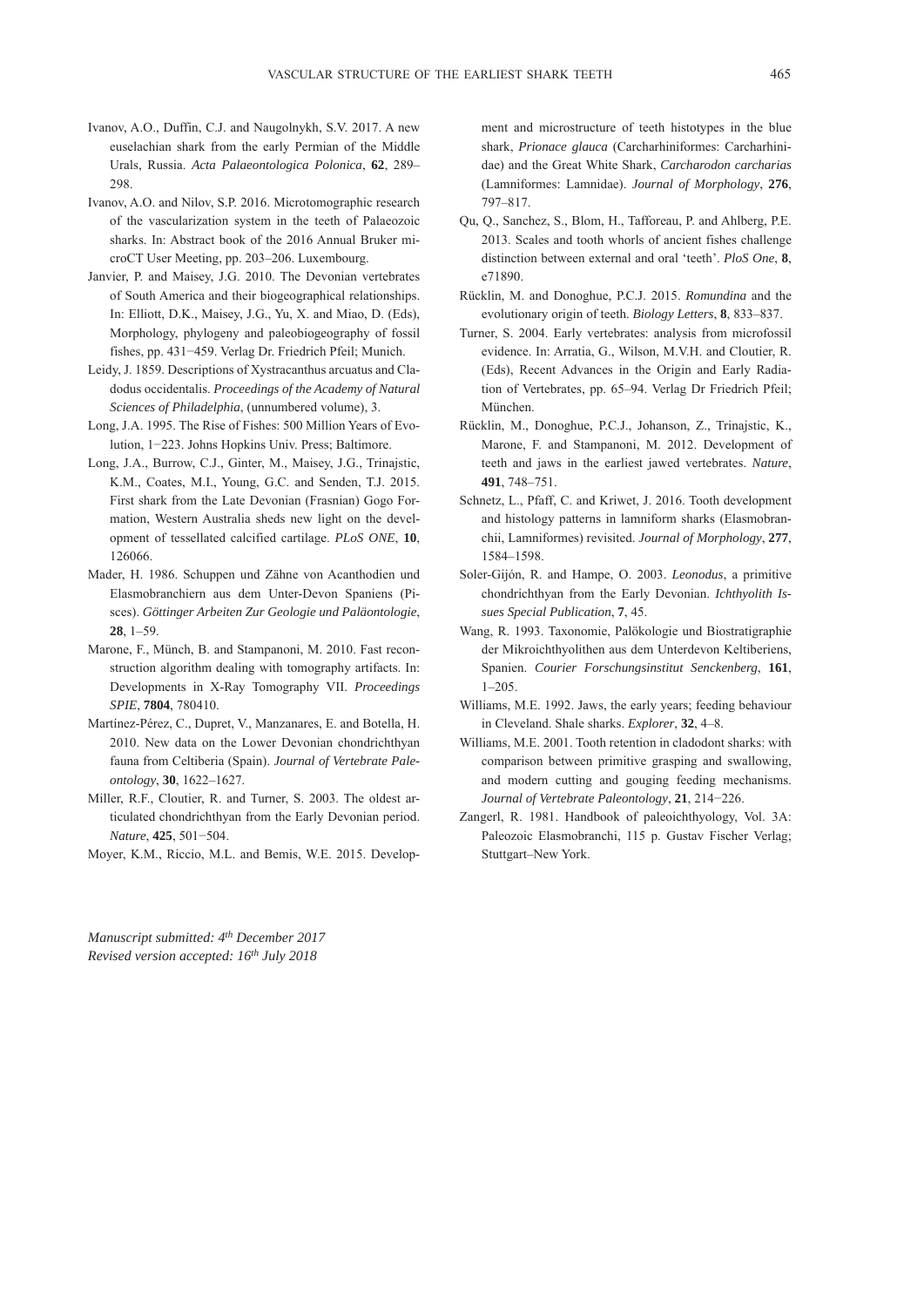Ivanov, A.O., Duffin, C.J. and Naugolnykh, S.V. 2017. A new euselachian shark from the early Permian of the Middle Urals, Russia. *Acta Palaeontologica Polonica*, **62**, 289–298.

Ivanov, A.O. and Nilov, S.P. 2016. Microtomographic research of the vascularization system in the teeth of Palaeozoic sharks. In: Abstract book of the 2016 Annual Bruker microCT User Meeting, pp. 203–206. Luxembourg.

Janvier, P. and Maisey, J.G. 2010. The Devonian vertebrates of South America and their biogeographical relationships. In: Elliott, D.K., Maisey, J.G., Yu, X. and Miao, D. (Eds), Morphology, phylogeny and paleobiogeography of fossil fishes, pp. 431−459. Verlag Dr. Friedrich Pfeil; Munich.

Leidy, J. 1859. Descriptions of Xystracanthus arcuatus and Cladodus occidentalis. *Proceedings of the Academy of Natural Sciences of Philadelphia*, (unnumbered volume), 3.

Long, J.A. 1995. The Rise of Fishes: 500 Million Years of Evolution, 1−223. Johns Hopkins Univ. Press; Baltimore.

Long, J.A., Burrow, C.J., Ginter, M., Maisey, J.G., Trinajstic, K.M., Coates, M.I., Young, G.C. and Senden, T.J. 2015. First shark from the Late Devonian (Frasnian) Gogo Formation, Western Australia sheds new light on the development of tessellated calcified cartilage. *PLoS ONE*, **10**, 126066.

Mader, H. 1986. Schuppen und Zähne von Acanthodien und Elasmobranchiern aus dem Unter-Devon Spaniens (Pisces). *Göttinger Arbeiten Zur Geologie und Paläontologie*, **28**, 1–59.

Marone, F., Münch, B. and Stampanoni, M. 2010. Fast reconstruction algorithm dealing with tomography artifacts. In: Developments in X-Ray Tomography VII. *Proceedings SPIE*, **7804**, 780410.

Martínez-Pérez, C., Dupret, V., Manzanares, E. and Botella, H. 2010. New data on the Lower Devonian chondrichthyan fauna from Celtiberia (Spain). *Journal of Vertebrate Paleontology*, **30**, 1622–1627.

Miller, R.F., Cloutier, R. and Turner, S. 2003. The oldest articulated chondrichthyan from the Early Devonian period. *Nature*, **425**, 501−504.

Moyer, K.M., Riccio, M.L. and Bemis, W.E. 2015. Development and microstructure of teeth histotypes in the blue shark, *Prionace glauca* (Carcharhiniformes: Carcharhinidae) and the Great White Shark, *Carcharodon carcharias* (Lamniformes: Lamnidae). *Journal of Morphology*, **276**, 797–817.

Qu, Q., Sanchez, S., Blom, H., Tafforeau, P. and Ahlberg, P.E. 2013. Scales and tooth whorls of ancient fishes challenge distinction between external and oral 'teeth'. *PloS One*, **8**, e71890.

Rücklin, M. and Donoghue, P.C.J. 2015. *Romundina* and the evolutionary origin of teeth. *Biology Letters*, **8**, 833–837.

Turner, S. 2004. Early vertebrates: analysis from microfossil evidence. In: Arratia, G., Wilson, M.V.H. and Cloutier, R. (Eds), Recent Advances in the Origin and Early Radiation of Vertebrates, pp. 65–94. Verlag Dr Friedrich Pfeil; München.

Rücklin, M., Donoghue, P.C.J., Johanson, Z., Trinajstic, K., Marone, F. and Stampanoni, M. 2012. Development of teeth and jaws in the earliest jawed vertebrates. *Nature*, **491**, 748–751.

Schnetz, L., Pfaff, C. and Kriwet, J. 2016. Tooth development and histology patterns in lamniform sharks (Elasmobranchii, Lamniformes) revisited. *Journal of Morphology*, **277**, 1584–1598.

Soler-Gijón, R. and Hampe, O. 2003. *Leonodus*, a primitive chondrichthyan from the Early Devonian. *Ichthyolith Issues Special Publication*, **7**, 45.

Wang, R. 1993. Taxonomie, Palökologie und Biostratigraphie der Mikroichthyolithen aus dem Unterdevon Keltiberiens, Spanien. *Courier Forschungsinstitut Senckenberg*, **161**, 1–205.

Williams, M.E. 1992. Jaws, the early years; feeding behaviour in Cleveland. Shale sharks. *Explorer*, **32**, 4–8.

Williams, M.E. 2001. Tooth retention in cladodont sharks: with comparison between primitive grasping and swallowing, and modern cutting and gouging feeding mechanisms. *Journal of Vertebrate Paleontology*, **21**, 214−226.

Zangerl, R. 1981. Handbook of paleoichthyology, Vol. 3A: Paleozoic Elasmobranchi, 115 p. Gustav Fischer Verlag; Stuttgart–New York.

*Manuscript submitted: 4th December 2017*
*Revised version accepted: 16th July 2018*